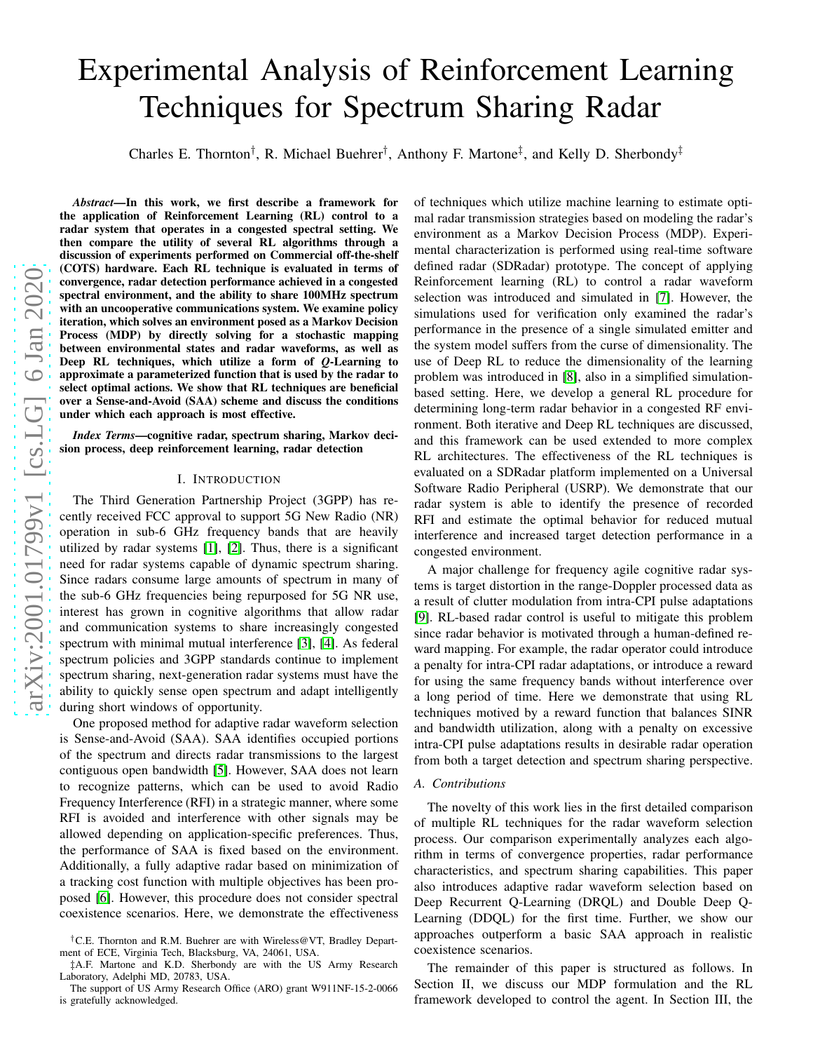# Experimental Analysis of Reinforcement Learning Techniques for Spectrum Sharing Radar

Charles E. Thornton[†], R. Michael Buehrer[†], Anthony F. Martone[‡], and Kelly D. Sherbondy[‡]

***Abstract*—In this work, we first describe a framework for the application of Reinforcement Learning (RL) control to a radar system that operates in a congested spectral setting. We then compare the utility of several RL algorithms through a discussion of experiments performed on Commercial off-the-shelf (COTS) hardware. Each RL technique is evaluated in terms of convergence, radar detection performance achieved in a congested spectral environment, and the ability to share 100MHz spectrum with an uncooperative communications system. We examine policy iteration, which solves an environment posed as a Markov Decision Process (MDP) by directly solving for a stochastic mapping between environmental states and radar waveforms, as well as Deep RL techniques, which utilize a form of *Q*-Learning to approximate a parameterized function that is used by the radar to select optimal actions. We show that RL techniques are beneficial over a Sense-and-Avoid (SAA) scheme and discuss the conditions under which each approach is most effective.**

***Index Terms*—cognitive radar, spectrum sharing, Markov decision process, deep reinforcement learning, radar detection**

## I. Introduction

The Third Generation Partnership Project (3GPP) has recently received FCC approval to support 5G New Radio (NR) operation in sub-6 GHz frequency bands that are heavily utilized by radar systems [1], [2]. Thus, there is a significant need for radar systems capable of dynamic spectrum sharing. Since radars consume large amounts of spectrum in many of the sub-6 GHz frequencies being repurposed for 5G NR use, interest has grown in cognitive algorithms that allow radar and communication systems to share increasingly congested spectrum with minimal mutual interference [3], [4]. As federal spectrum policies and 3GPP standards continue to implement spectrum sharing, next-generation radar systems must have the ability to quickly sense open spectrum and adapt intelligently during short windows of opportunity.

One proposed method for adaptive radar waveform selection is Sense-and-Avoid (SAA). SAA identifies occupied portions of the spectrum and directs radar transmissions to the largest contiguous open bandwidth [5]. However, SAA does not learn to recognize patterns, which can be used to avoid Radio Frequency Interference (RFI) in a strategic manner, where some RFI is avoided and interference with other signals may be allowed depending on application-specific preferences. Thus, the performance of SAA is fixed based on the environment. Additionally, a fully adaptive radar based on minimization of a tracking cost function with multiple objectives has been proposed [6]. However, this procedure does not consider spectral coexistence scenarios. Here, we demonstrate the effectiveness of techniques which utilize machine learning to estimate optimal radar transmission strategies based on modeling the radar's environment as a Markov Decision Process (MDP). Experimental characterization is performed using real-time software defined radar (SDRadar) prototype. The concept of applying Reinforcement learning (RL) to control a radar waveform selection was introduced and simulated in [7]. However, the simulations used for verification only examined the radar's performance in the presence of a single simulated emitter and the system model suffers from the curse of dimensionality. The use of Deep RL to reduce the dimensionality of the learning problem was introduced in [8], also in a simplified simulation-based setting. Here, we develop a general RL procedure for determining long-term radar behavior in a congested RF environment. Both iterative and Deep RL techniques are discussed, and this framework can be used extended to more complex RL architectures. The effectiveness of the RL techniques is evaluated on a SDRadar platform implemented on a Universal Software Radio Peripheral (USRP). We demonstrate that our radar system is able to identify the presence of recorded RFI and estimate the optimal behavior for reduced mutual interference and increased target detection performance in a congested environment.

A major challenge for frequency agile cognitive radar systems is target distortion in the range-Doppler processed data as a result of clutter modulation from intra-CPI pulse adaptations [9]. RL-based radar control is useful to mitigate this problem since radar behavior is motivated through a human-defined reward mapping. For example, the radar operator could introduce a penalty for intra-CPI radar adaptations, or introduce a reward for using the same frequency bands without interference over a long period of time. Here we demonstrate that using RL techniques motived by a reward function that balances SINR and bandwidth utilization, along with a penalty on excessive intra-CPI pulse adaptations results in desirable radar operation from both a target detection and spectrum sharing perspective.

### A. Contributions

The novelty of this work lies in the first detailed comparison of multiple RL techniques for the radar waveform selection process. Our comparison experimentally analyzes each algorithm in terms of convergence properties, radar performance characteristics, and spectrum sharing capabilities. This paper also introduces adaptive radar waveform selection based on Deep Recurrent Q-Learning (DRQL) and Double Deep Q-Learning (DDQL) for the first time. Further, we show our approaches outperform a basic SAA approach in realistic coexistence scenarios.

The remainder of this paper is structured as follows. In Section II, we discuss our MDP formulation and the RL framework developed to control the agent. In Section III, the

[†]C.E. Thornton and R.M. Buehrer are with Wireless@VT, Bradley Department of ECE, Virginia Tech, Blacksburg, VA, 24061, USA.

[‡]A.F. Martone and K.D. Sherbondy are with the US Army Research Laboratory, Adelphi MD, 20783, USA.

The support of US Army Research Office (ARO) grant W911NF-15-2-0066 is gratefully acknowledged.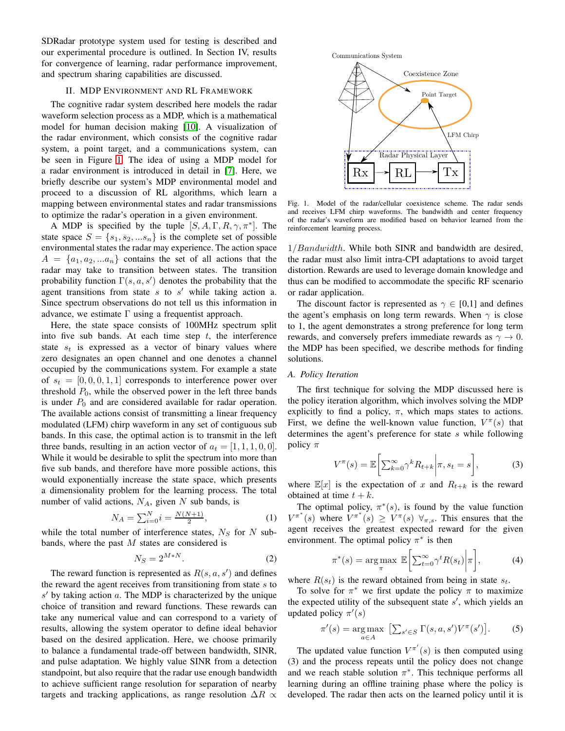SDRadar prototype system used for testing is described and our experimental procedure is outlined. In Section IV, results for convergence of learning, radar performance improvement, and spectrum sharing capabilities are discussed.

## II. MDP Environment and RL Framework

The cognitive radar system described here models the radar waveform selection process as a MDP, which is a mathematical model for human decision making [10]. A visualization of the radar environment, which consists of the cognitive radar system, a point target, and a communications system, can be seen in Figure 1. The idea of using a MDP model for a radar environment is introduced in detail in [7]. Here, we briefly describe our system's MDP environmental model and proceed to a discussion of RL algorithms, which learn a mapping between environmental states and radar transmissions to optimize the radar's operation in a given environment.

A MDP is specified by the tuple $[S, A, \Gamma, R, \gamma, \pi^*]$. The state space $S = \{s_1, s_2, ...s_n\}$ is the complete set of possible environmental states the radar may experience. The action space $A = \{a_1, a_2, ...a_n\}$ contains the set of all actions that the radar may take to transition between states. The transition probability function $\Gamma(s, a, s')$ denotes the probability that the agent transitions from state $s$ to $s'$ while taking action a. Since spectrum observations do not tell us this information in advance, we estimate $\Gamma$ using a frequentist approach.

Here, the state space consists of 100MHz spectrum split into five sub bands. At each time step $t$, the interference state $s_t$ is expressed as a vector of binary values where zero designates an open channel and one denotes a channel occupied by the communications system. For example a state of $s_t = [0, 0, 0, 1, 1]$ corresponds to interference power over threshold $P_0$, while the observed power in the left three bands is under $P_0$ and are considered available for radar operation. The available actions consist of transmitting a linear frequency modulated (LFM) chirp waveform in any set of contiguous sub bands. In this case, the optimal action is to transmit in the left three bands, resulting in an action vector of $a_t = [1, 1, 1, 0, 0]$. While it would be desirable to split the spectrum into more than five sub bands, and therefore have more possible actions, this would exponentially increase the state space, which presents a dimensionality problem for the learning process. The total number of valid actions, $N_A$, given $N$ sub bands, is

$$N_A = \sum_{i=0}^{N} i = \frac{N(N+1)}{2}, \tag{1}$$

while the total number of interference states, $N_S$ for $N$ sub-bands, where the past $M$ states are considered is

$$N_S = 2^{M*N}. \tag{2}$$

The reward function is represented as $R(s, a, s')$ and defines the reward the agent receives from transitioning from state $s$ to $s'$ by taking action $a$. The MDP is characterized by the unique choice of transition and reward functions. These rewards can take any numerical value and can correspond to a variety of results, allowing the system operator to define ideal behavior based on the desired application. Here, we choose primarily to balance a fundamental trade-off between bandwidth, SINR, and pulse adaptation. We highly value SINR from a detection standpoint, but also require that the radar use enough bandwidth to achieve sufficient range resolution for separation of nearby targets and tracking applications, as range resolution $\Delta R \propto 1/Bandwidth$. While both SINR and bandwidth are desired, the radar must also limit intra-CPI adaptations to avoid target distortion. Rewards are used to leverage domain knowledge and thus can be modified to accommodate the specific RF scenario or radar application.

Fig. 1. Model of the radar/cellular coexistence scheme. The radar sends and receives LFM chirp waveforms. The bandwidth and center frequency of the radar's waveform are modified based on behavior learned from the reinforcement learning process.

The discount factor is represented as $\gamma \in [0,1]$ and defines the agent's emphasis on long term rewards. When $\gamma$ is close to 1, the agent demonstrates a strong preference for long term rewards, and conversely prefers immediate rewards as $\gamma \to 0$. the MDP has been specified, we describe methods for finding solutions.

### A. Policy Iteration

The first technique for solving the MDP discussed here is the policy iteration algorithm, which involves solving the MDP explicitly to find a policy, $\pi$, which maps states to actions. First, we define the well-known value function, $V^\pi(s)$ that determines the agent's preference for state $s$ while following policy $\pi$

$$V^\pi(s) = \mathbb{E}\left[\sum_{k=0}^{\infty} \gamma^k R_{t+k} \middle| \pi, s_t = s\right], \tag{3}$$

where $\mathbb{E}[x]$ is the expectation of $x$ and $R_{t+k}$ is the reward obtained at time $t + k$.

The optimal policy, $\pi^*(s)$, is found by the value function $V^{\pi^*}(s)$ where $V^{\pi^*}(s) \geq V^\pi(s) \ \forall_{\pi,s}$. This ensures that the agent receives the greatest expected reward for the given environment. The optimal policy $\pi^*$ is then

$$\pi^*(s) = \underset{\pi}{\arg\max} \ \mathbb{E}\left[\sum_{t=0}^{\infty} \gamma^t R(s_t) \middle| \pi\right], \tag{4}$$

where $R(s_t)$ is the reward obtained from being in state $s_t$.

To solve for $\pi^*$ we first update the policy $\pi$ to maximize the expected utility of the subsequent state $s'$, which yields an updated policy $\pi'(s)$

$$\pi'(s) = \underset{a \in A}{\arg\max} \ \left[\sum_{s' \in S} \Gamma(s, a, s') V^\pi(s')\right]. \tag{5}$$

The updated value function $V^{\pi'}(s)$ is then computed using (3) and the process repeats until the policy does not change and we reach stable solution $\pi^*$. This technique performs all learning during an offline training phase where the policy is developed. The radar then acts on the learned policy until it is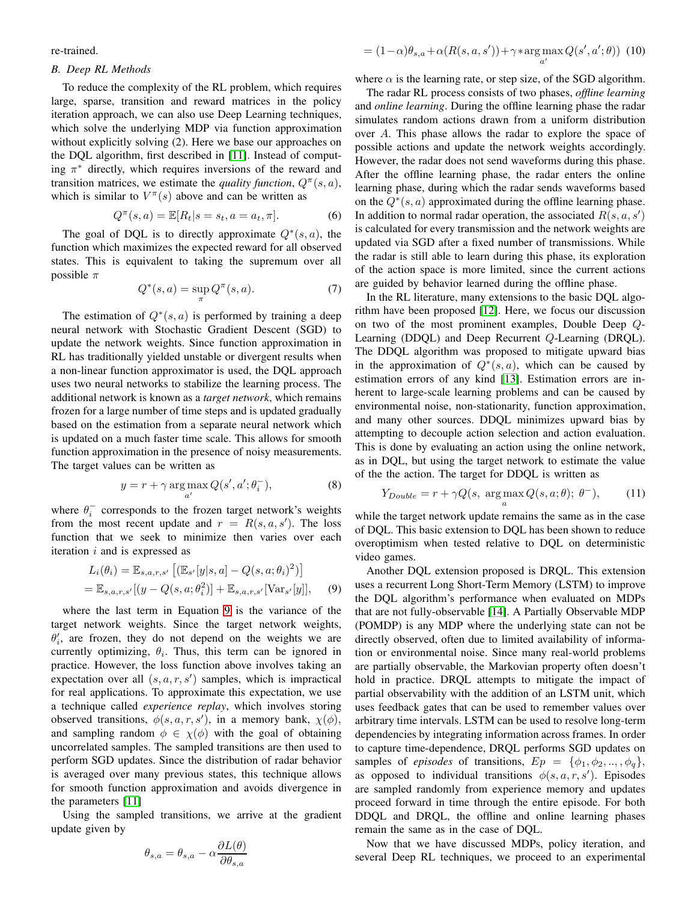re-trained.

### B. Deep RL Methods

To reduce the complexity of the RL problem, which requires large, sparse, transition and reward matrices in the policy iteration approach, we can also use Deep Learning techniques, which solve the underlying MDP via function approximation without explicitly solving (2). Here we base our approaches on the DQL algorithm, first described in [11]. Instead of computing $\pi^*$ directly, which requires inversions of the reward and transition matrices, we estimate the *quality function*, $Q^\pi(s,a)$, which is similar to $V^\pi(s)$ above and can be written as

$$Q^\pi(s,a) = \mathbb{E}[R_t | s = s_t, a = a_t, \pi]. \quad (6)$$

The goal of DQL is to directly approximate $Q^*(s,a)$, the function which maximizes the expected reward for all observed states. This is equivalent to taking the supremum over all possible $\pi$

$$Q^*(s,a) = \sup_\pi Q^\pi(s,a). \quad (7)$$

The estimation of $Q^*(s,a)$ is performed by training a deep neural network with Stochastic Gradient Descent (SGD) to update the network weights. Since function approximation in RL has traditionally yielded unstable or divergent results when a non-linear function approximator is used, the DQL approach uses two neural networks to stabilize the learning process. The additional network is known as a *target network*, which remains frozen for a large number of time steps and is updated gradually based on the estimation from a separate neural network which is updated on a much faster time scale. This allows for smooth function approximation in the presence of noisy measurements. The target values can be written as

$$y = r + \gamma \arg\max_{a'} Q(s', a'; \theta_i^-), \quad (8)$$

where $\theta_i^-$ corresponds to the frozen target network's weights from the most recent update and $r = R(s,a,s')$. The loss function that we seek to minimize then varies over each iteration $i$ and is expressed as

$$\begin{aligned} L_i(\theta_i) &= \mathbb{E}_{s,a,r,s'}\left[(\mathbb{E}_{s'}[y|s,a] - Q(s,a;\theta_i)^2)\right] \\ &= \mathbb{E}_{s,a,r,s'}[(y - Q(s,a;\theta_i^2)] + \mathbb{E}_{s,a,r,s'}[\mathrm{Var}_{s'}[y]], \end{aligned} \quad (9)$$

where the last term in Equation 9 is the variance of the target network weights. Since the target network weights, $\theta_i'$, are frozen, they do not depend on the weights we are currently optimizing, $\theta_i$. Thus, this term can be ignored in practice. However, the loss function above involves taking an expectation over all $(s,a,r,s')$ samples, which is impractical for real applications. To approximate this expectation, we use a technique called *experience replay*, which involves storing observed transitions, $\phi(s,a,r,s')$, in a memory bank, $\chi(\phi)$, and sampling random $\phi \in \chi(\phi)$ with the goal of obtaining uncorrelated samples. The sampled transitions are then used to perform SGD updates. Since the distribution of radar behavior is averaged over many previous states, this technique allows for smooth function approximation and avoids divergence in the parameters [11]

Using the sampled transitions, we arrive at the gradient update given by

$$\theta_{s,a} = \theta_{s,a} - \alpha \frac{\partial L(\theta)}{\partial \theta_{s,a}}$$

$$= (1-\alpha)\theta_{s,a} + \alpha(R(s,a,s')) + \gamma * \arg\max_{a'} Q(s', a'; \theta)) \quad (10)$$

where $\alpha$ is the learning rate, or step size, of the SGD algorithm.

The radar RL process consists of two phases, *offline learning* and *online learning*. During the offline learning phase the radar simulates random actions drawn from a uniform distribution over $A$. This phase allows the radar to explore the space of possible actions and update the network weights accordingly. However, the radar does not send waveforms during this phase. After the offline learning phase, the radar enters the online learning phase, during which the radar sends waveforms based on the $Q^*(s,a)$ approximated during the offline learning phase. In addition to normal radar operation, the associated $R(s,a,s')$ is calculated for every transmission and the network weights are updated via SGD after a fixed number of transmissions. While the radar is still able to learn during this phase, its exploration of the action space is more limited, since the current actions are guided by behavior learned during the offline phase.

In the RL literature, many extensions to the basic DQL algorithm have been proposed [12]. Here, we focus our discussion on two of the most prominent examples, Double Deep $Q$-Learning (DDQL) and Deep Recurrent $Q$-Learning (DRQL). The DDQL algorithm was proposed to mitigate upward bias in the approximation of $Q^*(s,a)$, which can be caused by estimation errors of any kind [13]. Estimation errors are inherent to large-scale learning problems and can be caused by environmental noise, non-stationarity, function approximation, and many other sources. DDQL minimizes upward bias by attempting to decouple action selection and action evaluation. This is done by evaluating an action using the online network, as in DQL, but using the target network to estimate the value of the action. The target for DDQL is written as

$$Y_{Double} = r + \gamma Q(s,\ \arg\max_a Q(s,a;\theta);\ \theta^-), \quad (11)$$

while the target network update remains the same as in the case of DQL. This basic extension to DQL has been shown to reduce overoptimism when tested relative to DQL on deterministic video games.

Another DQL extension proposed is DRQL. This extension uses a recurrent Long Short-Term Memory (LSTM) to improve the DQL algorithm's performance when evaluated on MDPs that are not fully-observable [14]. A Partially Observable MDP (POMDP) is any MDP where the underlying state can not be directly observed, often due to limited availability of information or environmental noise. Since many real-world problems are partially observable, the Markovian property often doesn't hold in practice. DRQL attempts to mitigate the impact of partial observability with the addition of an LSTM unit, which uses feedback gates that can be used to remember values over arbitrary time intervals. LSTM can be used to resolve long-term dependencies by integrating information across frames. In order to capture time-dependence, DRQL performs SGD updates on samples of *episodes* of transitions, $Ep = \{\phi_1, \phi_2, .., \phi_q\}$, as opposed to individual transitions $\phi(s,a,r,s')$. Episodes are sampled randomly from experience memory and updates proceed forward in time through the entire episode. For both DDQL and DRQL, the offline and online learning phases remain the same as in the case of DQL.

Now that we have discussed MDPs, policy iteration, and several Deep RL techniques, we proceed to an experimental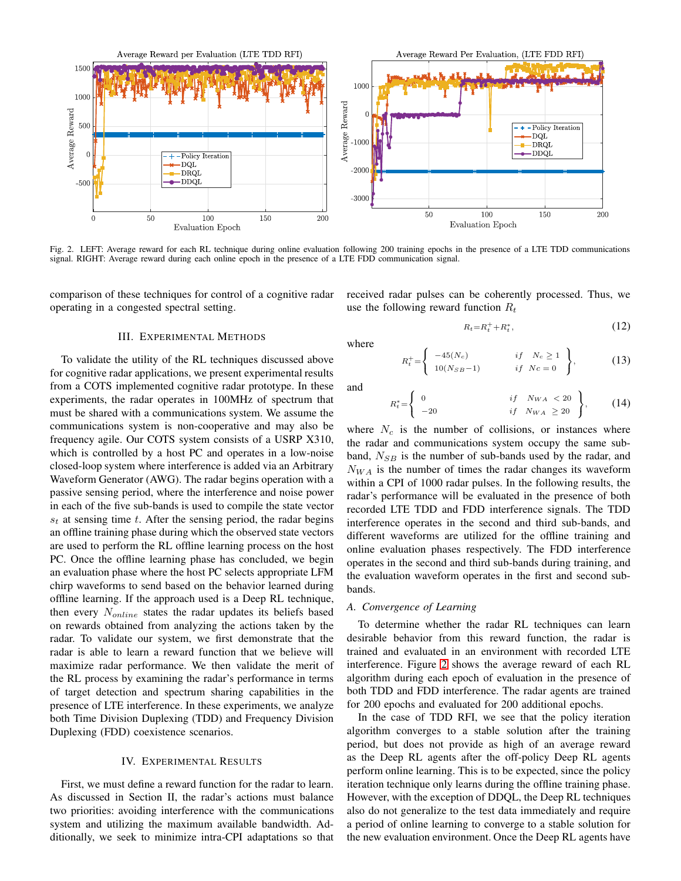Fig. 2. LEFT: Average reward for each RL technique during online evaluation following 200 training epochs in the presence of a LTE TDD communications signal. RIGHT: Average reward during each online epoch in the presence of a LTE FDD communication signal.

comparison of these techniques for control of a cognitive radar operating in a congested spectral setting.

## III. Experimental Methods

To validate the utility of the RL techniques discussed above for cognitive radar applications, we present experimental results from a COTS implemented cognitive radar prototype. In these experiments, the radar operates in 100MHz of spectrum that must be shared with a communications system. We assume the communications system is non-cooperative and may also be frequency agile. Our COTS system consists of a USRP X310, which is controlled by a host PC and operates in a low-noise closed-loop system where interference is added via an Arbitrary Waveform Generator (AWG). The radar begins operation with a passive sensing period, where the interference and noise power in each of the five sub-bands is used to compile the state vector $s_t$ at sensing time $t$. After the sensing period, the radar begins an offline training phase during which the observed state vectors are used to perform the RL offline learning process on the host PC. Once the offline learning phase has concluded, we begin an evaluation phase where the host PC selects appropriate LFM chirp waveforms to send based on the behavior learned during offline learning. If the approach used is a Deep RL technique, then every $N_{online}$ states the radar updates its beliefs based on rewards obtained from analyzing the actions taken by the radar. To validate our system, we first demonstrate that the radar is able to learn a reward function that we believe will maximize radar performance. We then validate the merit of the RL process by examining the radar's performance in terms of target detection and spectrum sharing capabilities in the presence of LTE interference. In these experiments, we analyze both Time Division Duplexing (TDD) and Frequency Division Duplexing (FDD) coexistence scenarios.

## IV. Experimental Results

First, we must define a reward function for the radar to learn. As discussed in Section II, the radar's actions must balance two priorities: avoiding interference with the communications system and utilizing the maximum available bandwidth. Additionally, we seek to minimize intra-CPI adaptations so that received radar pulses can be coherently processed. Thus, we use the following reward function $R_t$

$$R_t = R_t^{+} + R_t^{*}, \tag{12}$$

where

$$R_t^{+} = \left\{ \begin{array}{ll} -45(N_c) & if \quad N_c \geq 1 \\ 10(N_{SB}-1) & if \quad Nc = 0 \end{array} \right\}, \tag{13}$$

and

$$R_t^{*} = \left\{ \begin{array}{ll} 0 & if \quad N_{WA} < 20 \\ -20 & if \quad N_{WA} \geq 20 \end{array} \right\}, \tag{14}$$

where $N_c$ is the number of collisions, or instances where the radar and communications system occupy the same sub-band, $N_{SB}$ is the number of sub-bands used by the radar, and $N_{WA}$ is the number of times the radar changes its waveform within a CPI of 1000 radar pulses. In the following results, the radar's performance will be evaluated in the presence of both recorded LTE TDD and FDD interference signals. The TDD interference operates in the second and third sub-bands, and different waveforms are utilized for the offline training and online evaluation phases respectively. The FDD interference operates in the second and third sub-bands during training, and the evaluation waveform operates in the first and second sub-bands.

### A. Convergence of Learning

To determine whether the radar RL techniques can learn desirable behavior from this reward function, the radar is trained and evaluated in an environment with recorded LTE interference. Figure 2 shows the average reward of each RL algorithm during each epoch of evaluation in the presence of both TDD and FDD interference. The radar agents are trained for 200 epochs and evaluated for 200 additional epochs.

In the case of TDD RFI, we see that the policy iteration algorithm converges to a stable solution after the training period, but does not provide as high of an average reward as the Deep RL agents after the off-policy Deep RL agents perform online learning. This is to be expected, since the policy iteration technique only learns during the offline training phase. However, with the exception of DDQL, the Deep RL techniques also do not generalize to the test data immediately and require a period of online learning to converge to a stable solution for the new evaluation environment. Once the Deep RL agents have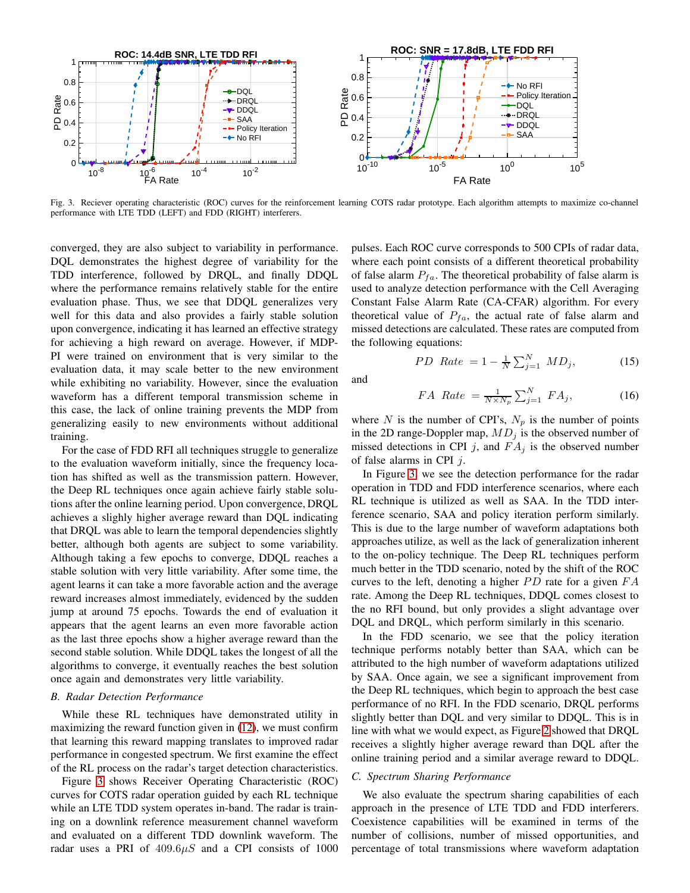Fig. 3. Reciever operating characteristic (ROC) curves for the reinforcement learning COTS radar prototype. Each algorithm attempts to maximize co-channel performance with LTE TDD (LEFT) and FDD (RIGHT) interferers.

converged, they are also subject to variability in performance. DQL demonstrates the highest degree of variability for the TDD interference, followed by DRQL, and finally DDQL where the performance remains relatively stable for the entire evaluation phase. Thus, we see that DDQL generalizes very well for this data and also provides a fairly stable solution upon convergence, indicating it has learned an effective strategy for achieving a high reward on average. However, if MDP-PI were trained on environment that is very similar to the evaluation data, it may scale better to the new environment while exhibiting no variability. However, since the evaluation waveform has a different temporal transmission scheme in this case, the lack of online training prevents the MDP from generalizing easily to new environments without additional training.

For the case of FDD RFI all techniques struggle to generalize to the evaluation waveform initially, since the frequency location has shifted as well as the transmission pattern. However, the Deep RL techniques once again achieve fairly stable solutions after the online learning period. Upon convergence, DRQL achieves a slighly higher average reward than DQL indicating that DRQL was able to learn the temporal dependencies slightly better, although both agents are subject to some variability. Although taking a few epochs to converge, DDQL reaches a stable solution with very little variability. After some time, the agent learns it can take a more favorable action and the average reward increases almost immediately, evidenced by the sudden jump at around 75 epochs. Towards the end of evaluation it appears that the agent learns an even more favorable action as the last three epochs show a higher average reward than the second stable solution. While DDQL takes the longest of all the algorithms to converge, it eventually reaches the best solution once again and demonstrates very little variability.

### B. Radar Detection Performance

While these RL techniques have demonstrated utility in maximizing the reward function given in (12), we must confirm that learning this reward mapping translates to improved radar performance in congested spectrum. We first examine the effect of the RL process on the radar's target detection characteristics.

Figure 3 shows Receiver Operating Characteristic (ROC) curves for COTS radar operation guided by each RL technique while an LTE TDD system operates in-band. The radar is training on a downlink reference measurement channel waveform and evaluated on a different TDD downlink waveform. The radar uses a PRI of $409.6\mu S$ and a CPI consists of 1000 pulses. Each ROC curve corresponds to 500 CPIs of radar data, where each point consists of a different theoretical probability of false alarm $P_{fa}$. The theoretical probability of false alarm is used to analyze detection performance with the Cell Averaging Constant False Alarm Rate (CA-CFAR) algorithm. For every theoretical value of $P_{fa}$, the actual rate of false alarm and missed detections are calculated. These rates are computed from the following equations:

$$PD\ \ Rate\ = 1 - \frac{1}{N}\sum_{j=1}^{N}\ MD_j, \tag{15}$$

and

$$FA\ \ Rate\ = \frac{1}{N \times N_p}\sum_{j=1}^{N}\ FA_j, \tag{16}$$

where $N$ is the number of CPI's, $N_p$ is the number of points in the 2D range-Doppler map, $MD_j$ is the observed number of missed detections in CPI $j$, and $FA_j$ is the observed number of false alarms in CPI $j$.

In Figure 3, we see the detection performance for the radar operation in TDD and FDD interference scenarios, where each RL technique is utilized as well as SAA. In the TDD interference scenario, SAA and policy iteration perform similarly. This is due to the large number of waveform adaptations both approaches utilize, as well as the lack of generalization inherent to the on-policy technique. The Deep RL techniques perform much better in the TDD scenario, noted by the shift of the ROC curves to the left, denoting a higher $PD$ rate for a given $FA$ rate. Among the Deep RL techniques, DDQL comes closest to the no RFI bound, but only provides a slight advantage over DQL and DRQL, which perform similarly in this scenario.

In the FDD scenario, we see that the policy iteration technique performs notably better than SAA, which can be attributed to the high number of waveform adaptations utilized by SAA. Once again, we see a significant improvement from the Deep RL techniques, which begin to approach the best case performance of no RFI. In the FDD scenario, DRQL performs slightly better than DQL and very similar to DDQL. This is in line with what we would expect, as Figure 2 showed that DRQL receives a slightly higher average reward than DQL after the online training period and a similar average reward to DDQL.

### C. Spectrum Sharing Performance

We also evaluate the spectrum sharing capabilities of each approach in the presence of LTE TDD and FDD interferers. Coexistence capabilities will be examined in terms of the number of collisions, number of missed opportunities, and percentage of total transmissions where waveform adaptation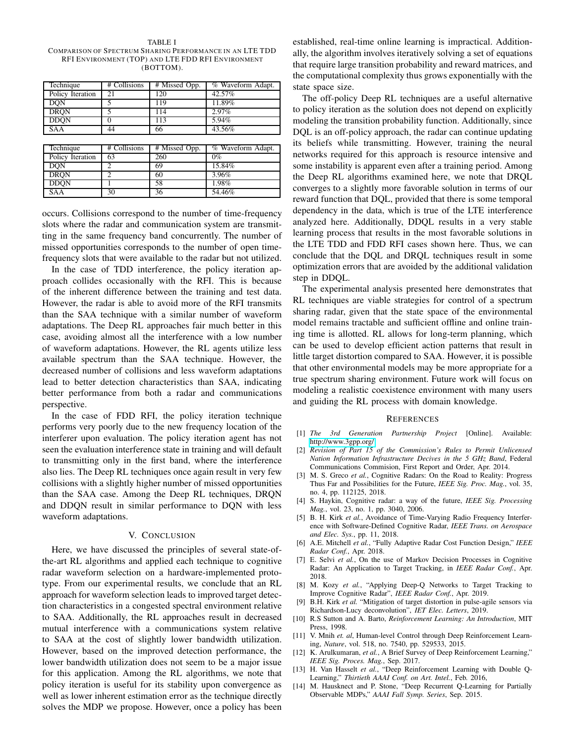TABLE I
COMPARISON OF SPECTRUM SHARING PERFORMANCE IN AN LTE TDD RFI ENVIRONMENT (TOP) AND LTE FDD RFI ENVIRONMENT (BOTTOM).

| Technique | # Collisions | # Missed Opp. | % Waveform Adapt. |
|---|---|---|---|
| Policy Iteration | 21 | 120 | 42.57% |
| DQN | 5 | 119 | 11.89% |
| DRQN | 5 | 114 | 2.97% |
| DDQN | 0 | 113 | 5.94% |
| SAA | 44 | 66 | 43.56% |

| Technique | # Collisions | # Missed Opp. | % Waveform Adapt. |
|---|---|---|---|
| Policy Iteration | 63 | 260 | 0% |
| DQN | 2 | 69 | 15.84% |
| DRQN | 2 | 60 | 3.96% |
| DDQN | 1 | 58 | 1.98% |
| SAA | 30 | 36 | 54.46% |

occurs. Collisions correspond to the number of time-frequency slots where the radar and communication system are transmitting in the same frequency band concurrently. The number of missed opportunities corresponds to the number of open time-frequency slots that were available to the radar but not utilized.

In the case of TDD interference, the policy iteration approach collides occasionally with the RFI. This is because of the inherent difference between the training and test data. However, the radar is able to avoid more of the RFI transmits than the SAA technique with a similar number of waveform adaptations. The Deep RL approaches fair much better in this case, avoiding almost all the interference with a low number of waveform adaptations. However, the RL agents utilize less available spectrum than the SAA technique. However, the decreased number of collisions and less waveform adaptations lead to better detection characteristics than SAA, indicating better performance from both a radar and communications perspective.

In the case of FDD RFI, the policy iteration technique performs very poorly due to the new frequency location of the interferer upon evaluation. The policy iteration agent has not seen the evaluation interference state in training and will default to transmitting only in the first band, where the interference also lies. The Deep RL techniques once again result in very few collisions with a slightly higher number of missed opportunities than the SAA case. Among the Deep RL techniques, DRQN and DDQN result in similar performance to DQN with less waveform adaptations.

## V. CONCLUSION

Here, we have discussed the principles of several state-of-the-art RL algorithms and applied each technique to cognitive radar waveform selection on a hardware-implemented prototype. From our experimental results, we conclude that an RL approach for waveform selection leads to improved target detection characteristics in a congested spectral environment relative to SAA. Additionally, the RL approaches result in decreased mutual interference with a communications system relative to SAA at the cost of slightly lower bandwidth utilization. However, based on the improved detection performance, the lower bandwidth utilization does not seem to be a major issue for this application. Among the RL algorithms, we note that policy iteration is useful for its stability upon convergence as well as lower inherent estimation error as the technique directly solves the MDP we propose. However, once a policy has been established, real-time online learning is impractical. Additionally, the algorithm involves iteratively solving a set of equations that require large transition probability and reward matrices, and the computational complexity thus grows exponentially with the state space size.

The off-policy Deep RL techniques are a useful alternative to policy iteration as the solution does not depend on explicitly modeling the transition probability function. Additionally, since DQL is an off-policy approach, the radar can continue updating its beliefs while transmitting. However, training the neural networks required for this approach is resource intensive and some instability is apparent even after a training period. Among the Deep RL algorithms examined here, we note that DRQL converges to a slightly more favorable solution in terms of our reward function that DQL, provided that there is some temporal dependency in the data, which is true of the LTE interference analyzed here. Additionally, DDQL results in a very stable learning process that results in the most favorable solutions in the LTE TDD and FDD RFI cases shown here. Thus, we can conclude that the DQL and DRQL techniques result in some optimization errors that are avoided by the additional validation step in DDQL.

The experimental analysis presented here demonstrates that RL techniques are viable strategies for control of a spectrum sharing radar, given that the state space of the environmental model remains tractable and sufficient offline and online training time is allotted. RL allows for long-term planning, which can be used to develop efficient action patterns that result in little target distortion compared to SAA. However, it is possible that other environmental models may be more appropriate for a true spectrum sharing environment. Future work will focus on modeling a realistic coexistence environment with many users and guiding the RL process with domain knowledge.

## REFERENCES

[1] *The 3rd Generation Partnership Project* [Online]. Available: http://www.3gpp.org/

[2] *Revision of Part 15 of the Commission's Rules to Permit Unlicensed Nation Information Infrastructure Decives in the 5 GHz Band*, Federal Communications Commision, First Report and Order, Apr. 2014.

[3] M. S. Greco *et al.*, Cognitive Radars: On the Road to Reality: Progress Thus Far and Possibilities for the Future, *IEEE Sig. Proc. Mag.*, vol. 35, no. 4, pp. 112125, 2018.

[4] S. Haykin, Cognitive radar: a way of the future, *IEEE Sig. Processing Mag.*, vol. 23, no. 1, pp. 3040, 2006.

[5] B. H. Kirk *et al.*, Avoidance of Time-Varying Radio Frequency Interference with Software-Defined Cognitive Radar, *IEEE Trans. on Aerospace and Elec. Sys.*, pp. 11, 2018.

[6] A.E. Mitchell *et al.*, "Fully Adaptive Radar Cost Function Design," *IEEE Radar Conf.*, Apr. 2018.

[7] E. Selvi *et al.*, On the use of Markov Decision Processes in Cognitive Radar: An Application to Target Tracking, in *IEEE Radar Conf.*, Apr. 2018.

[8] M. Kozy *et al.*, "Applying Deep-Q Networks to Target Tracking to Improve Cognitive Radar", *IEEE Radar Conf.*, Apr. 2019.

[9] B.H. Kirk *et al.* "Mitigation of target distortion in pulse-agile sensors via Richardson-Lucy deconvolution", *IET Elec. Letters*, 2019.

[10] R.S Sutton and A. Barto, *Reinforcement Learning: An Introduction*, MIT Press, 1998.

[11] V. Mnih *et. al*, Human-level Control through Deep Reinforcement Learning, *Nature*, vol. 518, no. 7540, pp. 529533, 2015.

[12] K. Arulkumaran, *et al.*, A Brief Survey of Deep Reinforcement Learning," *IEEE Sig. Proces. Mag.*, Sep. 2017.

[13] H. Van Hasselt *et al.*, "Deep Reinforcement Learning with Double Q-Learning," *Thirtieth AAAI Conf. on Art. Intel.*, Feb. 2016,

[14] M. Hausknect and P. Stone, "Deep Recurrent Q-Learning for Partially Observable MDPs," *AAAI Fall Symp. Series*, Sep. 2015.